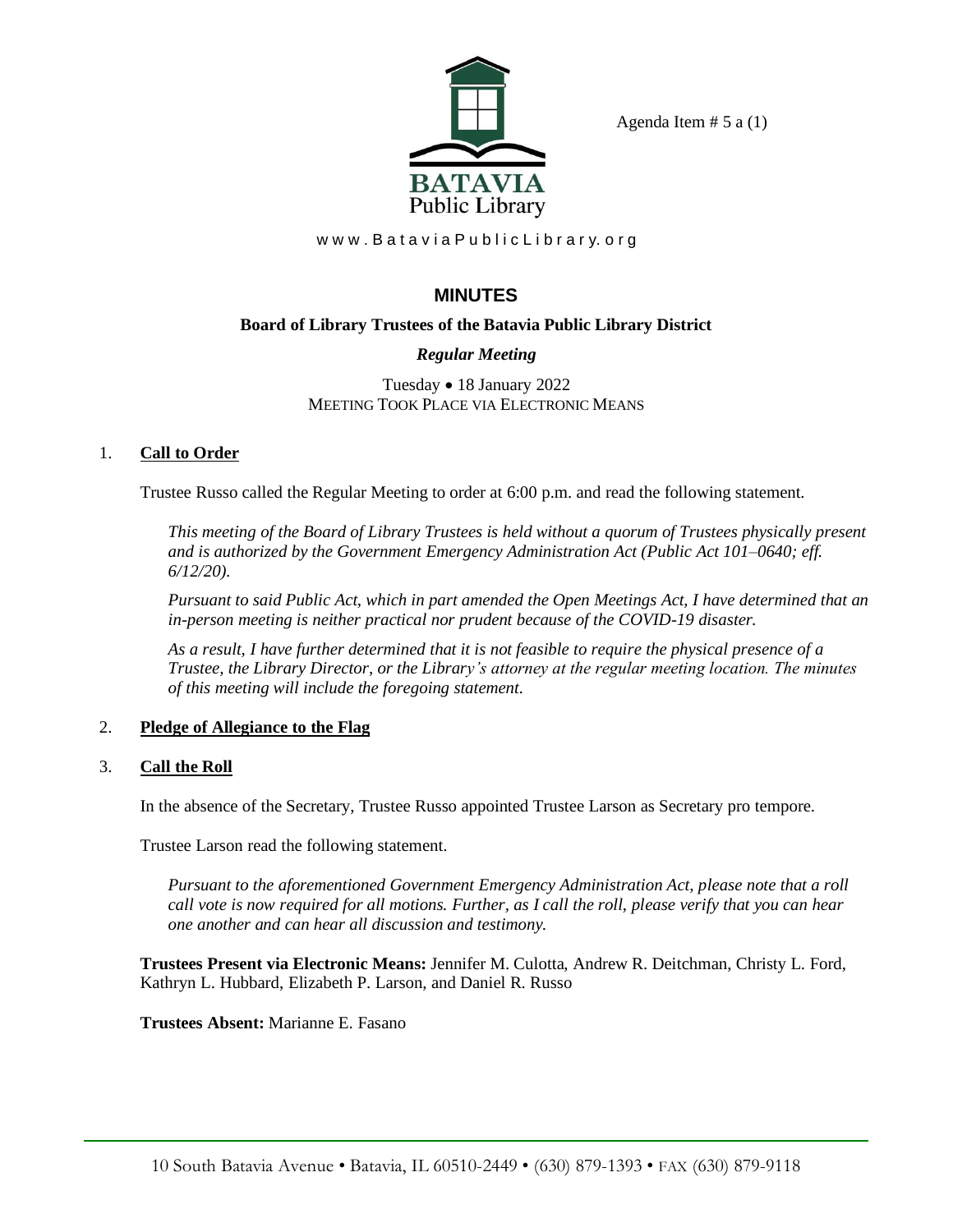Agenda Item # 5 a (1)

BATAVIA
Public Library

www.BataviaPublicLibrary.org

# MINUTES

**Board of Library Trustees of the Batavia Public Library District**

***Regular Meeting***

Tuesday • 18 January 2022
MEETING TOOK PLACE VIA ELECTRONIC MEANS

1. **Call to Order**

   Trustee Russo called the Regular Meeting to order at 6:00 p.m. and read the following statement.

   *This meeting of the Board of Library Trustees is held without a quorum of Trustees physically present and is authorized by the Government Emergency Administration Act (Public Act 101–0640; eff. 6/12/20).*

   *Pursuant to said Public Act, which in part amended the Open Meetings Act, I have determined that an in-person meeting is neither practical nor prudent because of the COVID-19 disaster.*

   *As a result, I have further determined that it is not feasible to require the physical presence of a Trustee, the Library Director, or the Library's attorney at the regular meeting location. The minutes of this meeting will include the foregoing statement.*

2. **Pledge of Allegiance to the Flag**

3. **Call the Roll**

   In the absence of the Secretary, Trustee Russo appointed Trustee Larson as Secretary pro tempore.

   Trustee Larson read the following statement.

   *Pursuant to the aforementioned Government Emergency Administration Act, please note that a roll call vote is now required for all motions. Further, as I call the roll, please verify that you can hear one another and can hear all discussion and testimony.*

   **Trustees Present via Electronic Means:** Jennifer M. Culotta, Andrew R. Deitchman, Christy L. Ford, Kathryn L. Hubbard, Elizabeth P. Larson, and Daniel R. Russo

   **Trustees Absent:** Marianne E. Fasano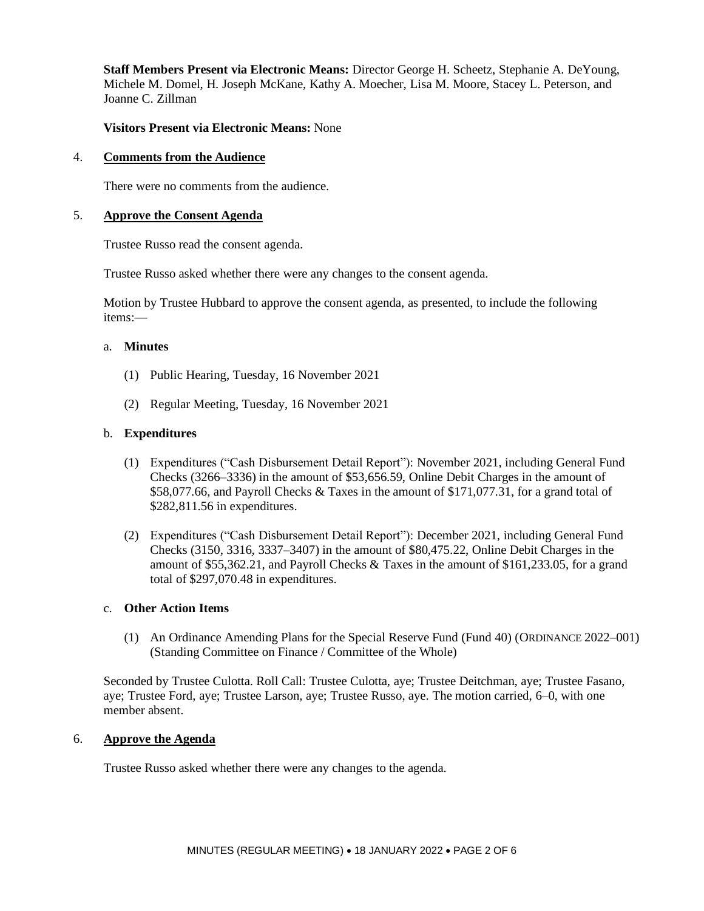**Staff Members Present via Electronic Means:** Director George H. Scheetz, Stephanie A. DeYoung, Michele M. Domel, H. Joseph McKane, Kathy A. Moecher, Lisa M. Moore, Stacey L. Peterson, and Joanne C. Zillman

**Visitors Present via Electronic Means:** None

4. **Comments from the Audience**

There were no comments from the audience.

5. **Approve the Consent Agenda**

Trustee Russo read the consent agenda.

Trustee Russo asked whether there were any changes to the consent agenda.

Motion by Trustee Hubbard to approve the consent agenda, as presented, to include the following items:—

a. **Minutes**

(1) Public Hearing, Tuesday, 16 November 2021

(2) Regular Meeting, Tuesday, 16 November 2021

b. **Expenditures**

(1) Expenditures ("Cash Disbursement Detail Report"): November 2021, including General Fund Checks (3266–3336) in the amount of $53,656.59, Online Debit Charges in the amount of $58,077.66, and Payroll Checks & Taxes in the amount of $171,077.31, for a grand total of $282,811.56 in expenditures.

(2) Expenditures ("Cash Disbursement Detail Report"): December 2021, including General Fund Checks (3150, 3316, 3337–3407) in the amount of $80,475.22, Online Debit Charges in the amount of $55,362.21, and Payroll Checks & Taxes in the amount of $161,233.05, for a grand total of $297,070.48 in expenditures.

c. **Other Action Items**

(1) An Ordinance Amending Plans for the Special Reserve Fund (Fund 40) (ORDINANCE 2022–001) (Standing Committee on Finance / Committee of the Whole)

Seconded by Trustee Culotta. Roll Call: Trustee Culotta, aye; Trustee Deitchman, aye; Trustee Fasano, aye; Trustee Ford, aye; Trustee Larson, aye; Trustee Russo, aye. The motion carried, 6–0, with one member absent.

6. **Approve the Agenda**

Trustee Russo asked whether there were any changes to the agenda.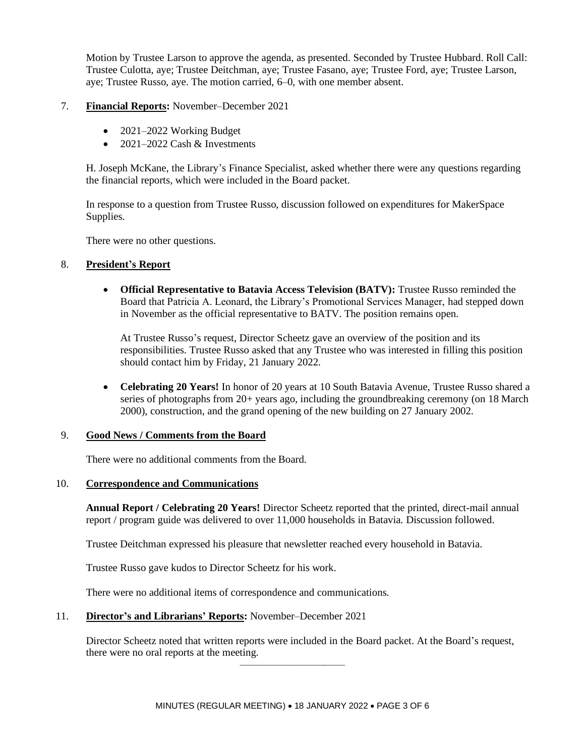Motion by Trustee Larson to approve the agenda, as presented. Seconded by Trustee Hubbard. Roll Call: Trustee Culotta, aye; Trustee Deitchman, aye; Trustee Fasano, aye; Trustee Ford, aye; Trustee Larson, aye; Trustee Russo, aye. The motion carried, 6–0, with one member absent.

7. **Financial Reports:** November–December 2021

- 2021–2022 Working Budget
- 2021–2022 Cash & Investments

H. Joseph McKane, the Library's Finance Specialist, asked whether there were any questions regarding the financial reports, which were included in the Board packet.

In response to a question from Trustee Russo, discussion followed on expenditures for MakerSpace Supplies.

There were no other questions.

8. **President's Report**

- **Official Representative to Batavia Access Television (BATV):** Trustee Russo reminded the Board that Patricia A. Leonard, the Library's Promotional Services Manager, had stepped down in November as the official representative to BATV. The position remains open.

  At Trustee Russo's request, Director Scheetz gave an overview of the position and its responsibilities. Trustee Russo asked that any Trustee who was interested in filling this position should contact him by Friday, 21 January 2022.

- **Celebrating 20 Years!** In honor of 20 years at 10 South Batavia Avenue, Trustee Russo shared a series of photographs from 20+ years ago, including the groundbreaking ceremony (on 18 March 2000), construction, and the grand opening of the new building on 27 January 2002.

9. **Good News / Comments from the Board**

There were no additional comments from the Board.

10. **Correspondence and Communications**

**Annual Report / Celebrating 20 Years!** Director Scheetz reported that the printed, direct-mail annual report / program guide was delivered to over 11,000 households in Batavia. Discussion followed.

Trustee Deitchman expressed his pleasure that newsletter reached every household in Batavia.

Trustee Russo gave kudos to Director Scheetz for his work.

There were no additional items of correspondence and communications.

11. **Director's and Librarians' Reports:** November–December 2021

Director Scheetz noted that written reports were included in the Board packet. At the Board's request, there were no oral reports at the meeting.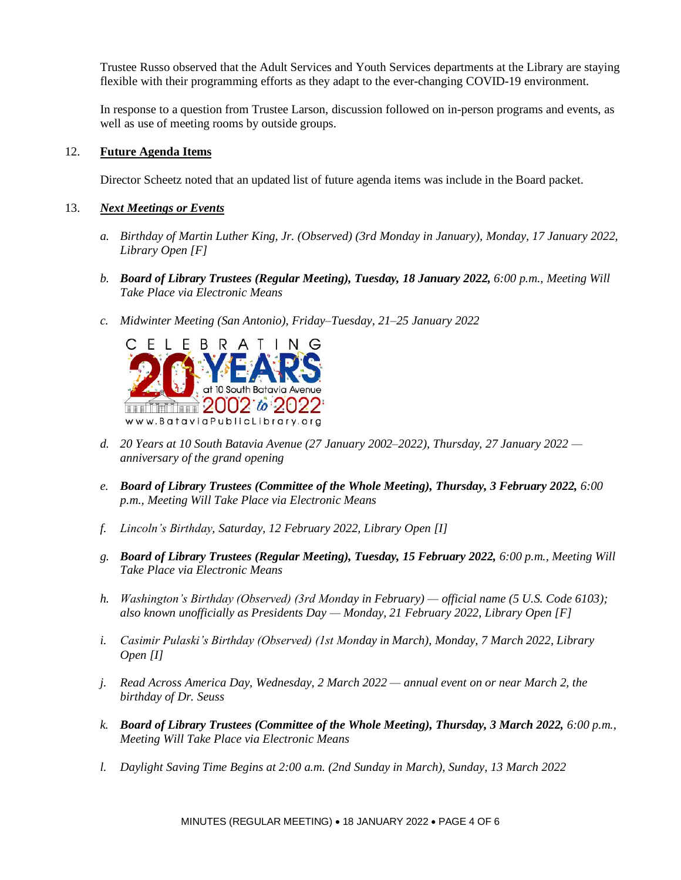Trustee Russo observed that the Adult Services and Youth Services departments at the Library are staying flexible with their programming efforts as they adapt to the ever-changing COVID-19 environment.

In response to a question from Trustee Larson, discussion followed on in-person programs and events, as well as use of meeting rooms by outside groups.

12. **Future Agenda Items**

Director Scheetz noted that an updated list of future agenda items was include in the Board packet.

13. ***Next Meetings or Events***

*a. Birthday of Martin Luther King, Jr. (Observed) (3rd Monday in January), Monday, 17 January 2022, Library Open [F]*

*b. **Board of Library Trustees (Regular Meeting), Tuesday, 18 January 2022,** 6:00 p.m., Meeting Will Take Place via Electronic Means*

*c. Midwinter Meeting (San Antonio), Friday–Tuesday, 21–25 January 2022*

*d. 20 Years at 10 South Batavia Avenue (27 January 2002–2022), Thursday, 27 January 2022 — anniversary of the grand opening*

*e. **Board of Library Trustees (Committee of the Whole Meeting), Thursday, 3 February 2022,** 6:00 p.m., Meeting Will Take Place via Electronic Means*

*f. Lincoln's Birthday, Saturday, 12 February 2022, Library Open [I]*

*g. **Board of Library Trustees (Regular Meeting), Tuesday, 15 February 2022,** 6:00 p.m., Meeting Will Take Place via Electronic Means*

*h. Washington's Birthday (Observed) (3rd Monday in February) — official name (5 U.S. Code 6103); also known unofficially as Presidents Day — Monday, 21 February 2022, Library Open [F]*

*i. Casimir Pulaski's Birthday (Observed) (1st Monday in March), Monday, 7 March 2022, Library Open [I]*

*j. Read Across America Day, Wednesday, 2 March 2022 — annual event on or near March 2, the birthday of Dr. Seuss*

*k. **Board of Library Trustees (Committee of the Whole Meeting), Thursday, 3 March 2022,** 6:00 p.m., Meeting Will Take Place via Electronic Means*

*l. Daylight Saving Time Begins at 2:00 a.m. (2nd Sunday in March), Sunday, 13 March 2022*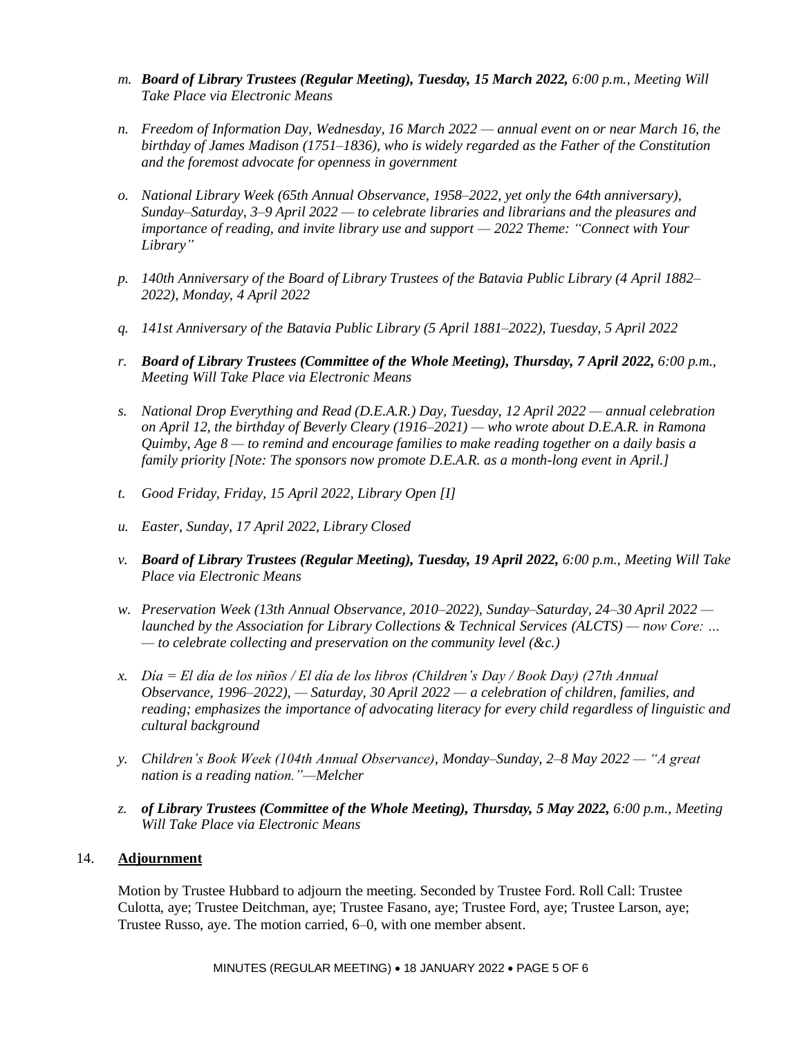m. ***Board of Library Trustees (Regular Meeting), Tuesday, 15 March 2022,*** *6:00 p.m., Meeting Will Take Place via Electronic Means*

n. *Freedom of Information Day, Wednesday, 16 March 2022 — annual event on or near March 16, the birthday of James Madison (1751–1836), who is widely regarded as the Father of the Constitution and the foremost advocate for openness in government*

o. *National Library Week (65th Annual Observance, 1958–2022, yet only the 64th anniversary), Sunday–Saturday, 3–9 April 2022 — to celebrate libraries and librarians and the pleasures and importance of reading, and invite library use and support — 2022 Theme: "Connect with Your Library"*

p. *140th Anniversary of the Board of Library Trustees of the Batavia Public Library (4 April 1882–2022), Monday, 4 April 2022*

q. *141st Anniversary of the Batavia Public Library (5 April 1881–2022), Tuesday, 5 April 2022*

r. ***Board of Library Trustees (Committee of the Whole Meeting), Thursday, 7 April 2022,*** *6:00 p.m., Meeting Will Take Place via Electronic Means*

s. *National Drop Everything and Read (D.E.A.R.) Day, Tuesday, 12 April 2022 — annual celebration on April 12, the birthday of Beverly Cleary (1916–2021) — who wrote about D.E.A.R. in Ramona Quimby, Age 8 — to remind and encourage families to make reading together on a daily basis a family priority [Note: The sponsors now promote D.E.A.R. as a month-long event in April.]*

t. *Good Friday, Friday, 15 April 2022, Library Open [I]*

u. *Easter, Sunday, 17 April 2022, Library Closed*

v. ***Board of Library Trustees (Regular Meeting), Tuesday, 19 April 2022,*** *6:00 p.m., Meeting Will Take Place via Electronic Means*

w. *Preservation Week (13th Annual Observance, 2010–2022), Sunday–Saturday, 24–30 April 2022 — launched by the Association for Library Collections & Technical Services (ALCTS) — now Core: … — to celebrate collecting and preservation on the community level (&c.)*

x. *Día = El día de los niños / El día de los libros (Children's Day / Book Day) (27th Annual Observance, 1996–2022), — Saturday, 30 April 2022 — a celebration of children, families, and reading; emphasizes the importance of advocating literacy for every child regardless of linguistic and cultural background*

y. *Children's Book Week (104th Annual Observance), Monday–Sunday, 2–8 May 2022 — "A great nation is a reading nation."—Melcher*

z. ***of Library Trustees (Committee of the Whole Meeting), Thursday, 5 May 2022,*** *6:00 p.m., Meeting Will Take Place via Electronic Means*

14. **Adjournment**

Motion by Trustee Hubbard to adjourn the meeting. Seconded by Trustee Ford. Roll Call: Trustee Culotta, aye; Trustee Deitchman, aye; Trustee Fasano, aye; Trustee Ford, aye; Trustee Larson, aye; Trustee Russo, aye. The motion carried, 6–0, with one member absent.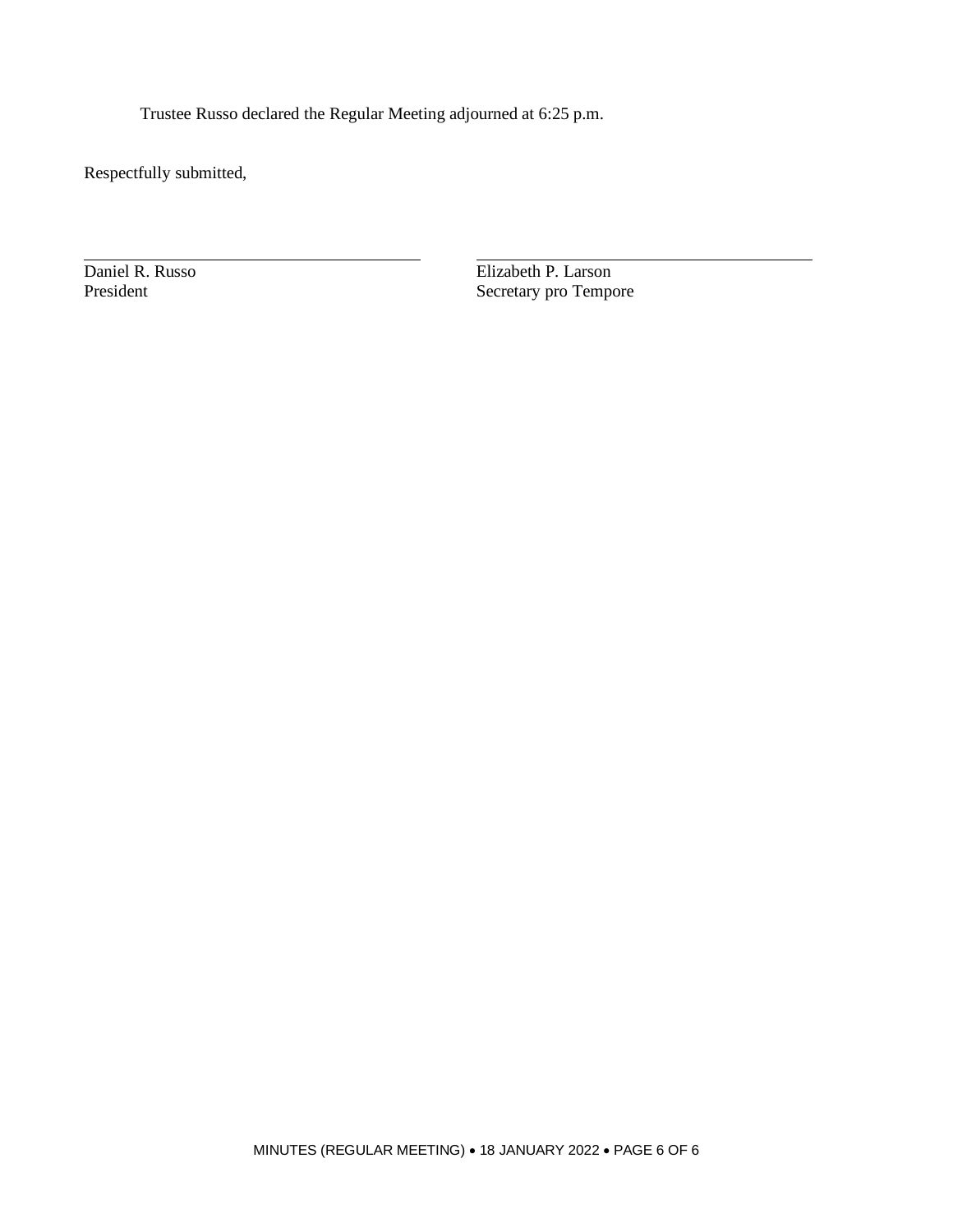Trustee Russo declared the Regular Meeting adjourned at 6:25 p.m.

Respectfully submitted,

| | |
|---|---|
| \_\_\_\_\_\_\_\_\_\_\_\_\_\_\_\_\_\_\_\_\_\_\_\_\_\_\_\_\_\_ | \_\_\_\_\_\_\_\_\_\_\_\_\_\_\_\_\_\_\_\_\_\_\_\_\_\_\_\_\_\_ |
| Daniel R. Russo | Elizabeth P. Larson |
| President | Secretary pro Tempore |